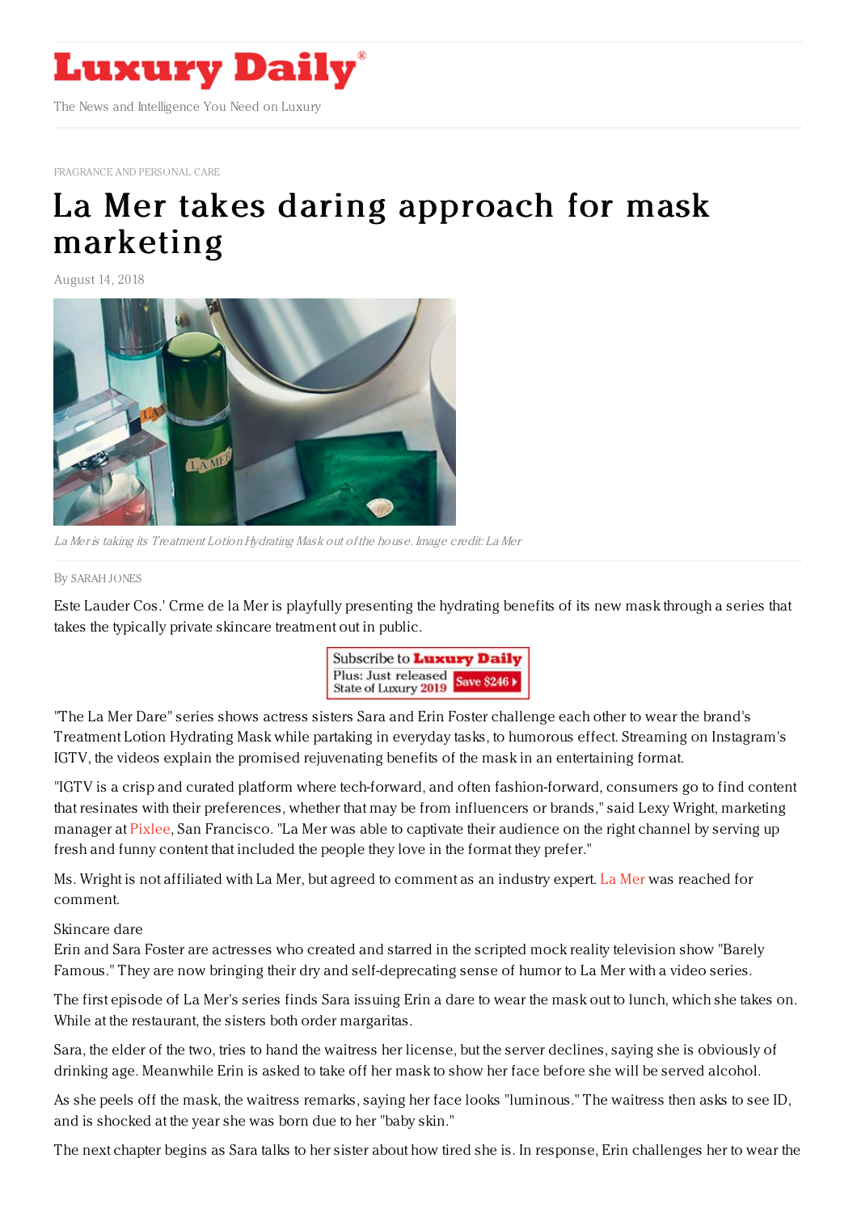# Luxury Daily

The News and Intelligence You Need on Luxury

FRAGRANCE AND PERSONAL CARE

# La Mer takes daring approach for mask marketing

August 14, 2018

*La Mer is taking its Treatment Lotion Hydrating Mask out of the house. Image credit: La Mer*

By SARAH JONES

Este Lauder Cos.' Crme de la Mer is playfully presenting the hydrating benefits of its new mask through a series that takes the typically private skincare treatment out in public.

"The La Mer Dare" series shows actress sisters Sara and Erin Foster challenge each other to wear the brand's Treatment Lotion Hydrating Mask while partaking in everyday tasks, to humorous effect. Streaming on Instagram's IGTV, the videos explain the promised rejuvenating benefits of the mask in an entertaining format.

"IGTV is a crisp and curated platform where tech-forward, and often fashion-forward, consumers go to find content that resinates with their preferences, whether that may be from influencers or brands," said Lexy Wright, marketing manager at Pixlee, San Francisco. "La Mer was able to captivate their audience on the right channel by serving up fresh and funny content that included the people they love in the format they prefer."

Ms. Wright is not affiliated with La Mer, but agreed to comment as an industry expert. La Mer was reached for comment.

Skincare dare

Erin and Sara Foster are actresses who created and starred in the scripted mock reality television show "Barely Famous." They are now bringing their dry and self-deprecating sense of humor to La Mer with a video series.

The first episode of La Mer's series finds Sara issuing Erin a dare to wear the mask out to lunch, which she takes on. While at the restaurant, the sisters both order margaritas.

Sara, the elder of the two, tries to hand the waitress her license, but the server declines, saying she is obviously of drinking age. Meanwhile Erin is asked to take off her mask to show her face before she will be served alcohol.

As she peels off the mask, the waitress remarks, saying her face looks "luminous." The waitress then asks to see ID, and is shocked at the year she was born due to her "baby skin."

The next chapter begins as Sara talks to her sister about how tired she is. In response, Erin challenges her to wear the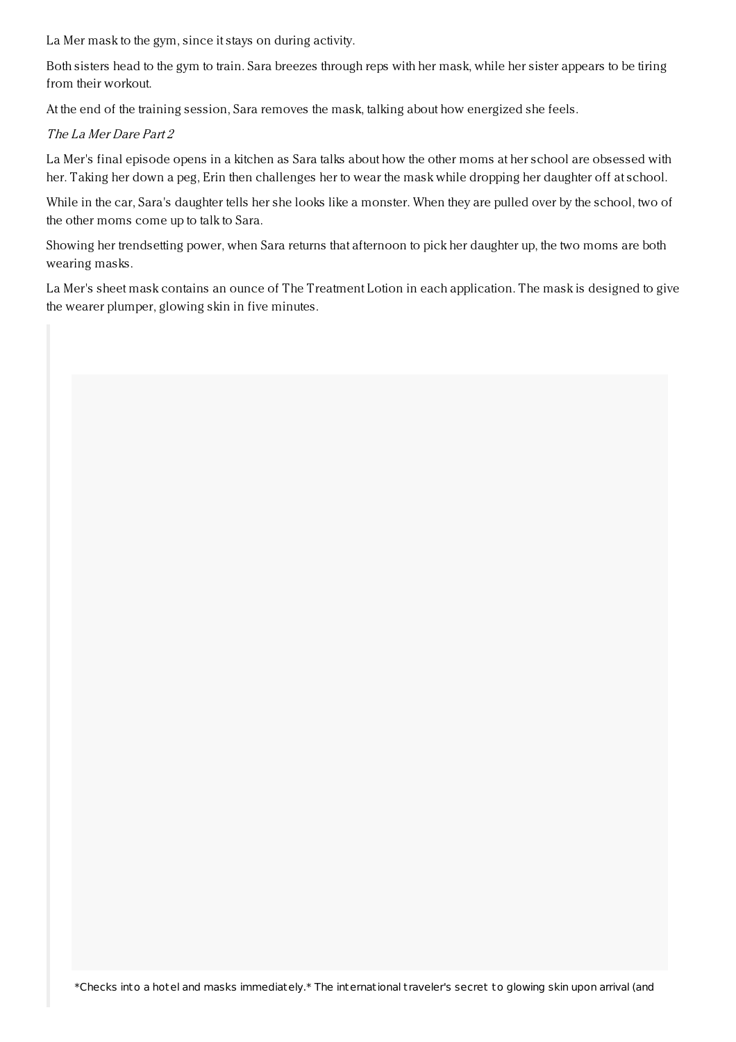La Mer mask to the gym, since it stays on during activity.

Both sisters head to the gym to train. Sara breezes through reps with her mask, while her sister appears to be tiring from their workout.

At the end of the training session, Sara removes the mask, talking about how energized she feels.

*The La Mer Dare Part 2*

La Mer's final episode opens in a kitchen as Sara talks about how the other moms at her school are obsessed with her. Taking her down a peg, Erin then challenges her to wear the mask while dropping her daughter off at school.

While in the car, Sara's daughter tells her she looks like a monster. When they are pulled over by the school, two of the other moms come up to talk to Sara.

Showing her trendsetting power, when Sara returns that afternoon to pick her daughter up, the two moms are both wearing masks.

La Mer's sheet mask contains an ounce of The Treatment Lotion in each application. The mask is designed to give the wearer plumper, glowing skin in five minutes.

> *Checks into a hotel and masks immediately.* The international traveler's secret to glowing skin upon arrival (and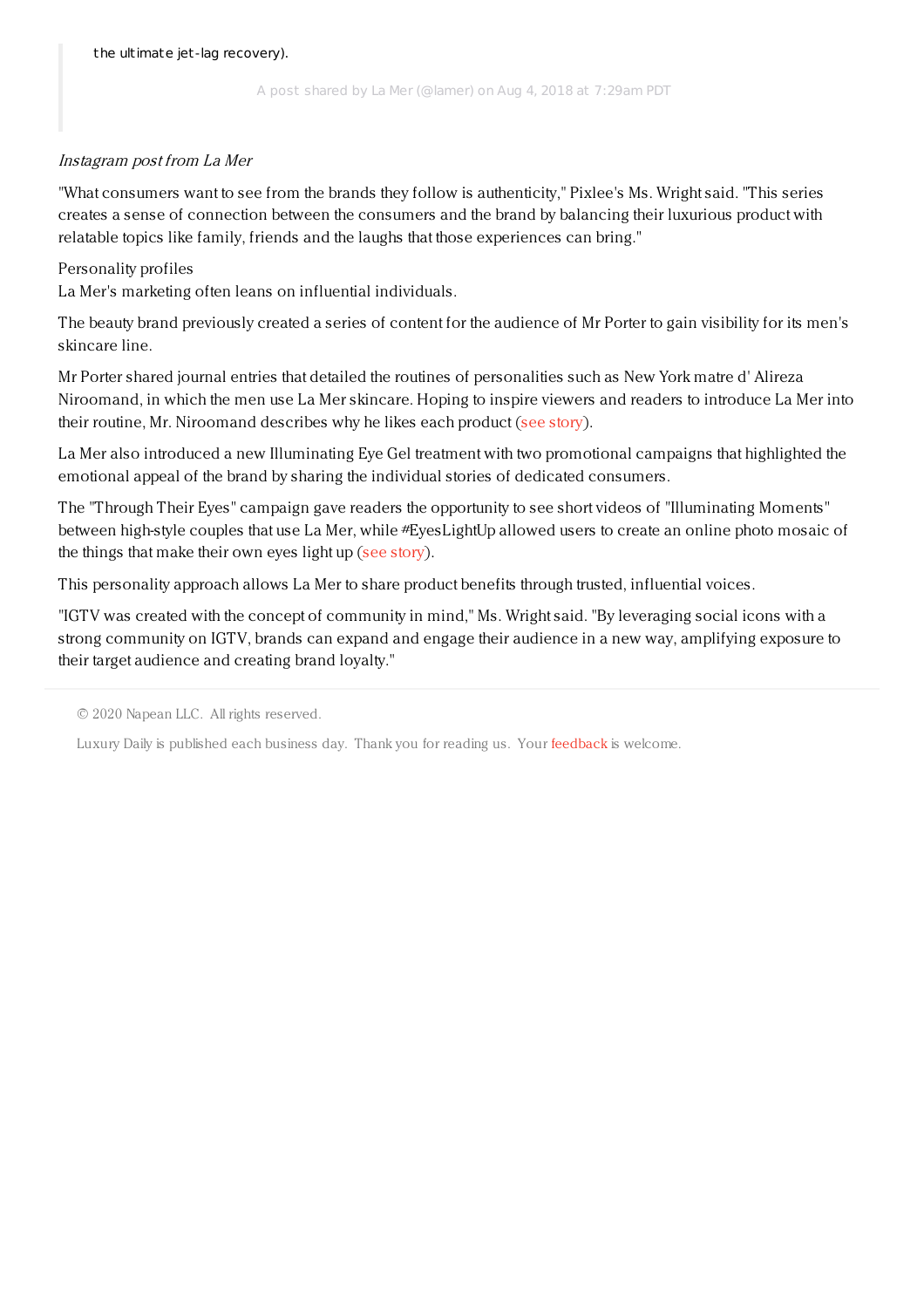> the ultimate jet-lag recovery).
>
> A post shared by La Mer (@lamer) on Aug 4, 2018 at 7:29am PDT

*Instagram post from La Mer*

"What consumers want to see from the brands they follow is authenticity," Pixlee's Ms. Wright said. "This series creates a sense of connection between the consumers and the brand by balancing their luxurious product with relatable topics like family, friends and the laughs that those experiences can bring."

Personality profiles

La Mer's marketing often leans on influential individuals.

The beauty brand previously created a series of content for the audience of Mr Porter to gain visibility for its men's skincare line.

Mr Porter shared journal entries that detailed the routines of personalities such as New York matre d' Alireza Niroomand, in which the men use La Mer skincare. Hoping to inspire viewers and readers to introduce La Mer into their routine, Mr. Niroomand describes why he likes each product (see story).

La Mer also introduced a new Illuminating Eye Gel treatment with two promotional campaigns that highlighted the emotional appeal of the brand by sharing the individual stories of dedicated consumers.

The "Through Their Eyes" campaign gave readers the opportunity to see short videos of "Illuminating Moments" between high-style couples that use La Mer, while #EyesLightUp allowed users to create an online photo mosaic of the things that make their own eyes light up (see story).

This personality approach allows La Mer to share product benefits through trusted, influential voices.

"IGTV was created with the concept of community in mind," Ms. Wright said. "By leveraging social icons with a strong community on IGTV, brands can expand and engage their audience in a new way, amplifying exposure to their target audience and creating brand loyalty."

© 2020 Napean LLC. All rights reserved.

Luxury Daily is published each business day. Thank you for reading us. Your feedback is welcome.